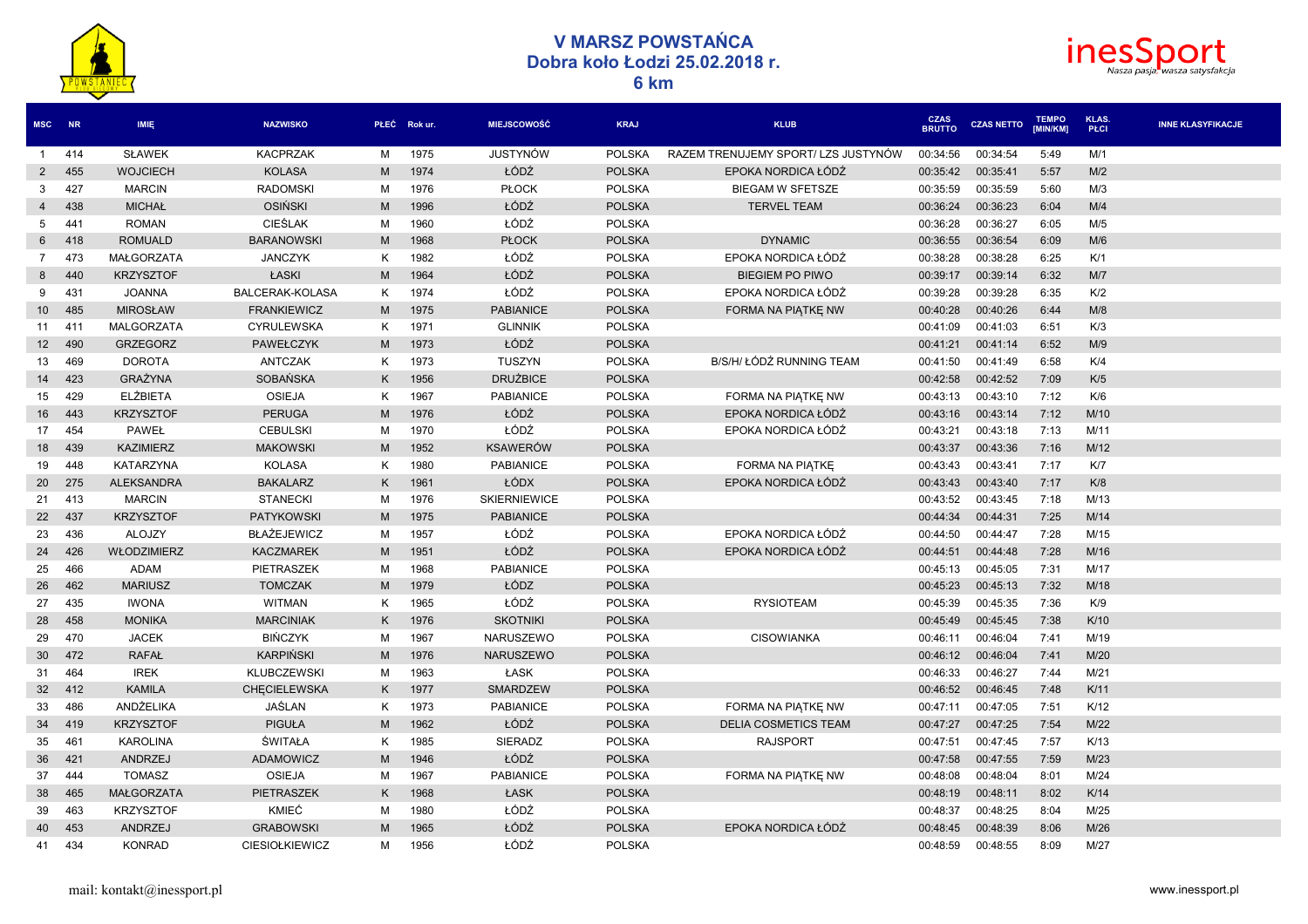# V MARSZ POWSTAŃCA

## Dobra koło Łodzi 25.02.2018 r.

## 6 km

| MSC | NR | IMIĘ | NAZWISKO | PŁEĆ | Rok ur. | MIEJSCOWOŚĆ | KRAJ | KLUB | CZAS BRUTTO | CZAS NETTO | TEMPO [MIN/KM] | KLAS. PŁCI | INNE KLASYFIKACJE |
|---|---|---|---|---|---|---|---|---|---|---|---|---|---|
| 1 | 414 | SŁAWEK | KACPRZAK | M | 1975 | JUSTYNÓW | POLSKA | RAZEM TRENUJEMY SPORT/ LZS JUSTYNÓW | 00:34:56 | 00:34:54 | 5:49 | M/1 | |
| 2 | 455 | WOJCIECH | KOLASA | M | 1974 | ŁÓDŹ | POLSKA | EPOKA NORDICA ŁÓDŹ | 00:35:42 | 00:35:41 | 5:57 | M/2 | |
| 3 | 427 | MARCIN | RADOMSKI | M | 1976 | PŁOCK | POLSKA | BIEGAM W SFETSZE | 00:35:59 | 00:35:59 | 5:60 | M/3 | |
| 4 | 438 | MICHAŁ | OSIŃSKI | M | 1996 | ŁÓDŹ | POLSKA | TERVEL TEAM | 00:36:24 | 00:36:23 | 6:04 | M/4 | |
| 5 | 441 | ROMAN | CIEŚLAK | M | 1960 | ŁÓDŹ | POLSKA | | 00:36:28 | 00:36:27 | 6:05 | M/5 | |
| 6 | 418 | ROMUALD | BARANOWSKI | M | 1968 | PŁOCK | POLSKA | DYNAMIC | 00:36:55 | 00:36:54 | 6:09 | M/6 | |
| 7 | 473 | MAŁGORZATA | JANCZYK | K | 1982 | ŁÓDŹ | POLSKA | EPOKA NORDICA ŁÓDŹ | 00:38:28 | 00:38:28 | 6:25 | K/1 | |
| 8 | 440 | KRZYSZTOF | ŁASKI | M | 1964 | ŁÓDŹ | POLSKA | BIEGIEM PO PIWO | 00:39:17 | 00:39:14 | 6:32 | M/7 | |
| 9 | 431 | JOANNA | BALCERAK-KOLASA | K | 1974 | ŁÓDŹ | POLSKA | EPOKA NORDICA ŁÓDŹ | 00:39:28 | 00:39:28 | 6:35 | K/2 | |
| 10 | 485 | MIROSŁAW | FRANKIEWICZ | M | 1975 | PABIANICE | POLSKA | FORMA NA PIĄTKĘ NW | 00:40:28 | 00:40:26 | 6:44 | M/8 | |
| 11 | 411 | MALGORZATA | CYRULEWSKA | K | 1971 | GLINNIK | POLSKA | | 00:41:09 | 00:41:03 | 6:51 | K/3 | |
| 12 | 490 | GRZEGORZ | PAWEŁCZYK | M | 1973 | ŁÓDŹ | POLSKA | | 00:41:21 | 00:41:14 | 6:52 | M/9 | |
| 13 | 469 | DOROTA | ANTCZAK | K | 1973 | TUSZYN | POLSKA | B/S/H/ ŁÓDŹ RUNNING TEAM | 00:41:50 | 00:41:49 | 6:58 | K/4 | |
| 14 | 423 | GRAŻYNA | SOBAŃSKA | K | 1956 | DRUŻBICE | POLSKA | | 00:42:58 | 00:42:52 | 7:09 | K/5 | |
| 15 | 429 | ELŻBIETA | OSIEJA | K | 1967 | PABIANICE | POLSKA | FORMA NA PIĄTKĘ NW | 00:43:13 | 00:43:10 | 7:12 | K/6 | |
| 16 | 443 | KRZYSZTOF | PERUGA | M | 1976 | ŁÓDŹ | POLSKA | EPOKA NORDICA ŁÓDŹ | 00:43:16 | 00:43:14 | 7:12 | M/10 | |
| 17 | 454 | PAWEŁ | CEBULSKI | M | 1970 | ŁÓDŹ | POLSKA | EPOKA NORDICA ŁÓDŹ | 00:43:21 | 00:43:18 | 7:13 | M/11 | |
| 18 | 439 | KAZIMIERZ | MAKOWSKI | M | 1952 | KSAWERÓW | POLSKA | | 00:43:37 | 00:43:36 | 7:16 | M/12 | |
| 19 | 448 | KATARZYNA | KOLASA | K | 1980 | PABIANICE | POLSKA | FORMA NA PIĄTKĘ | 00:43:43 | 00:43:41 | 7:17 | K/7 | |
| 20 | 275 | ALEKSANDRA | BAKALARZ | K | 1961 | ŁÓDX | POLSKA | EPOKA NORDICA ŁÓDŹ | 00:43:43 | 00:43:40 | 7:17 | K/8 | |
| 21 | 413 | MARCIN | STANECKI | M | 1976 | SKIERNIEWICE | POLSKA | | 00:43:52 | 00:43:45 | 7:18 | M/13 | |
| 22 | 437 | KRZYSZTOF | PATYKOWSKI | M | 1975 | PABIANICE | POLSKA | | 00:44:34 | 00:44:31 | 7:25 | M/14 | |
| 23 | 436 | ALOJZY | BŁAŻEJEWICZ | M | 1957 | ŁÓDŹ | POLSKA | EPOKA NORDICA ŁÓDŹ | 00:44:50 | 00:44:47 | 7:28 | M/15 | |
| 24 | 426 | WŁODZIMIERZ | KACZMAREK | M | 1951 | ŁÓDŹ | POLSKA | EPOKA NORDICA ŁÓDŹ | 00:44:51 | 00:44:48 | 7:28 | M/16 | |
| 25 | 466 | ADAM | PIETRASZEK | M | 1968 | PABIANICE | POLSKA | | 00:45:13 | 00:45:05 | 7:31 | M/17 | |
| 26 | 462 | MARIUSZ | TOMCZAK | M | 1979 | ŁÓDZ | POLSKA | | 00:45:23 | 00:45:13 | 7:32 | M/18 | |
| 27 | 435 | IWONA | WITMAN | K | 1965 | ŁÓDŹ | POLSKA | RYSIOTEAM | 00:45:39 | 00:45:35 | 7:36 | K/9 | |
| 28 | 458 | MONIKA | MARCINIAK | K | 1976 | SKOTNIKI | POLSKA | | 00:45:49 | 00:45:45 | 7:38 | K/10 | |
| 29 | 470 | JACEK | BIŃCZYK | M | 1967 | NARUSZEWO | POLSKA | CISOWIANKA | 00:46:11 | 00:46:04 | 7:41 | M/19 | |
| 30 | 472 | RAFAŁ | KARPIŃSKI | M | 1976 | NARUSZEWO | POLSKA | | 00:46:12 | 00:46:04 | 7:41 | M/20 | |
| 31 | 464 | IREK | KLUBCZEWSKI | M | 1963 | ŁASK | POLSKA | | 00:46:33 | 00:46:27 | 7:44 | M/21 | |
| 32 | 412 | KAMILA | CHĘCIELEWSKA | K | 1977 | SMARDZEW | POLSKA | | 00:46:52 | 00:46:45 | 7:48 | K/11 | |
| 33 | 486 | ANDŻELIKA | JAŚLAN | K | 1973 | PABIANICE | POLSKA | FORMA NA PIĄTKĘ NW | 00:47:11 | 00:47:05 | 7:51 | K/12 | |
| 34 | 419 | KRZYSZTOF | PIGUŁA | M | 1962 | ŁÓDŹ | POLSKA | DELIA COSMETICS TEAM | 00:47:27 | 00:47:25 | 7:54 | M/22 | |
| 35 | 461 | KAROLINA | ŚWITAŁA | K | 1985 | SIERADZ | POLSKA | RAJSPORT | 00:47:51 | 00:47:45 | 7:57 | K/13 | |
| 36 | 421 | ANDRZEJ | ADAMOWICZ | M | 1946 | ŁÓDŹ | POLSKA | | 00:47:58 | 00:47:55 | 7:59 | M/23 | |
| 37 | 444 | TOMASZ | OSIEJA | M | 1967 | PABIANICE | POLSKA | FORMA NA PIĄTKĘ NW | 00:48:08 | 00:48:04 | 8:01 | M/24 | |
| 38 | 465 | MAŁGORZATA | PIETRASZEK | K | 1968 | ŁASK | POLSKA | | 00:48:19 | 00:48:11 | 8:02 | K/14 | |
| 39 | 463 | KRZYSZTOF | KMIEĆ | M | 1980 | ŁÓDŹ | POLSKA | | 00:48:37 | 00:48:25 | 8:04 | M/25 | |
| 40 | 453 | ANDRZEJ | GRABOWSKI | M | 1965 | ŁÓDŹ | POLSKA | EPOKA NORDICA ŁÓDŹ | 00:48:45 | 00:48:39 | 8:06 | M/26 | |
| 41 | 434 | KONRAD | CIESIOŁKIEWICZ | M | 1956 | ŁÓDŹ | POLSKA | | 00:48:59 | 00:48:55 | 8:09 | M/27 | |

mail: kontakt@inessport.pl

www.inessport.pl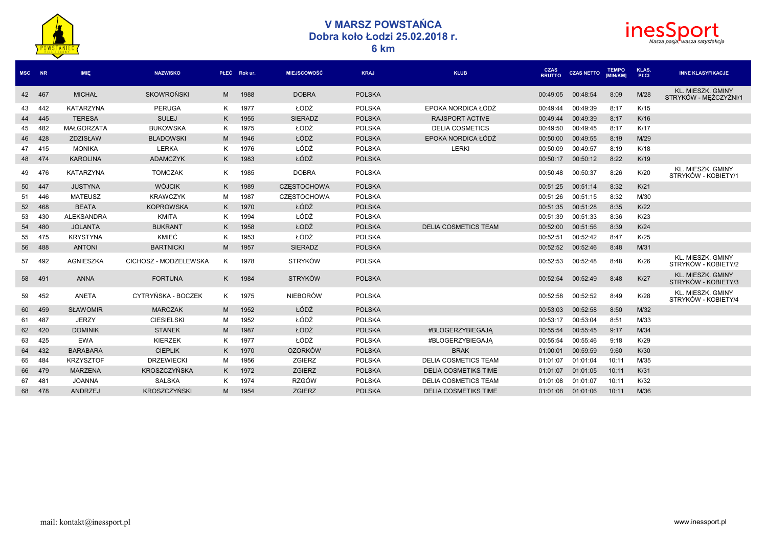# V MARSZ POWSTAŃCA
## Dobra koło Łodzi 25.02.2018 r.
### 6 km

| MSC | NR | IMIĘ | NAZWISKO | PŁEĆ | Rok ur. | MIEJSCOWOŚĆ | KRAJ | KLUB | CZAS BRUTTO | CZAS NETTO | TEMPO [MIN/KM] | KLAS. PŁCI | INNE KLASYFIKACJE |
|---|---|---|---|---|---|---|---|---|---|---|---|---|---|
| 42 | 467 | MICHAŁ | SKOWROŃSKI | M | 1988 | DOBRA | POLSKA | | 00:49:05 | 00:48:54 | 8:09 | M/28 | KL. MIESZK. GMINY STRYKÓW - MĘŻCZYŹNI/1 |
| 43 | 442 | KATARZYNA | PERUGA | K | 1977 | ŁÓDŹ | POLSKA | EPOKA NORDICA ŁÓDŹ | 00:49:44 | 00:49:39 | 8:17 | K/15 | |
| 44 | 445 | TERESA | SULEJ | K | 1955 | SIERADZ | POLSKA | RAJSPORT ACTIVE | 00:49:44 | 00:49:39 | 8:17 | K/16 | |
| 45 | 482 | MAŁGORZATA | BUKOWSKA | K | 1975 | ŁÓDŹ | POLSKA | DELIA COSMETICS | 00:49:50 | 00:49:45 | 8:17 | K/17 | |
| 46 | 428 | ZDZISŁAW | BLADOWSKI | M | 1946 | ŁÓDŹ | POLSKA | EPOKA NORDICA ŁÓDŹ | 00:50:00 | 00:49:55 | 8:19 | M/29 | |
| 47 | 415 | MONIKA | LERKA | K | 1976 | ŁÓDŹ | POLSKA | LERKI | 00:50:09 | 00:49:57 | 8:19 | K/18 | |
| 48 | 474 | KAROLINA | ADAMCZYK | K | 1983 | ŁÓDŹ | POLSKA | | 00:50:17 | 00:50:12 | 8:22 | K/19 | |
| 49 | 476 | KATARZYNA | TOMCZAK | K | 1985 | DOBRA | POLSKA | | 00:50:48 | 00:50:37 | 8:26 | K/20 | KL. MIESZK. GMINY STRYKÓW - KOBIETY/1 |
| 50 | 447 | JUSTYNA | WÓJCIK | K | 1989 | CZĘSTOCHOWA | POLSKA | | 00:51:25 | 00:51:14 | 8:32 | K/21 | |
| 51 | 446 | MATEUSZ | KRAWCZYK | M | 1987 | CZĘSTOCHOWA | POLSKA | | 00:51:26 | 00:51:15 | 8:32 | M/30 | |
| 52 | 468 | BEATA | KOPROWSKA | K | 1970 | ŁÓDŹ | POLSKA | | 00:51:35 | 00:51:28 | 8:35 | K/22 | |
| 53 | 430 | ALEKSANDRA | KMITA | K | 1994 | ŁÓDŹ | POLSKA | | 00:51:39 | 00:51:33 | 8:36 | K/23 | |
| 54 | 480 | JOLANTA | BUKRANT | K | 1958 | ŁODŹ | POLSKA | DELIA COSMETICS TEAM | 00:52:00 | 00:51:56 | 8:39 | K/24 | |
| 55 | 475 | KRYSTYNA | KMIEĆ | K | 1953 | ŁÓDŹ | POLSKA | | 00:52:51 | 00:52:42 | 8:47 | K/25 | |
| 56 | 488 | ANTONI | BARTNICKI | M | 1957 | SIERADZ | POLSKA | | 00:52:52 | 00:52:46 | 8:48 | M/31 | |
| 57 | 492 | AGNIESZKA | CICHOSZ - MODZELEWSKA | K | 1978 | STRYKÓW | POLSKA | | 00:52:53 | 00:52:48 | 8:48 | K/26 | KL. MIESZK. GMINY STRYKÓW - KOBIETY/2 |
| 58 | 491 | ANNA | FORTUNA | K | 1984 | STRYKÓW | POLSKA | | 00:52:54 | 00:52:49 | 8:48 | K/27 | KL. MIESZK. GMINY STRYKÓW - KOBIETY/3 |
| 59 | 452 | ANETA | CYTRYŃSKA - BOCZEK | K | 1975 | NIEBORÓW | POLSKA | | 00:52:58 | 00:52:52 | 8:49 | K/28 | KL. MIESZK. GMINY STRYKÓW - KOBIETY/4 |
| 60 | 459 | SŁAWOMIR | MARCZAK | M | 1952 | ŁÓDŹ | POLSKA | | 00:53:03 | 00:52:58 | 8:50 | M/32 | |
| 61 | 487 | JERZY | CIESIELSKI | M | 1952 | ŁÓDŹ | POLSKA | | 00:53:17 | 00:53:04 | 8:51 | M/33 | |
| 62 | 420 | DOMINIK | STANEK | M | 1987 | ŁÓDŹ | POLSKA | #BLOGERZYBIEGAJĄ | 00:55:54 | 00:55:45 | 9:17 | M/34 | |
| 63 | 425 | EWA | KIERZEK | K | 1977 | ŁÓDŹ | POLSKA | #BLOGERZYBIEGAJĄ | 00:55:54 | 00:55:46 | 9:18 | K/29 | |
| 64 | 432 | BARABARA | CIEPLIK | K | 1970 | OZORKÓW | POLSKA | BRAK | 01:00:01 | 00:59:59 | 9:60 | K/30 | |
| 65 | 484 | KRZYSZTOF | DRZEWIECKI | M | 1956 | ZGIERZ | POLSKA | DELIA COSMETICS TEAM | 01:01:07 | 01:01:04 | 10:11 | M/35 | |
| 66 | 479 | MARZENA | KROSZCZYŃSKA | K | 1972 | ZGIERZ | POLSKA | DELIA COSMETIKS TIME | 01:01:07 | 01:01:05 | 10:11 | K/31 | |
| 67 | 481 | JOANNA | SALSKA | K | 1974 | RZGÓW | POLSKA | DELIA COSMETICS TEAM | 01:01:08 | 01:01:07 | 10:11 | K/32 | |
| 68 | 478 | ANDRZEJ | KROSZCZYŃSKI | M | 1954 | ZGIERZ | POLSKA | DELIA COSMETIKS TIME | 01:01:08 | 01:01:06 | 10:11 | M/36 | |

mail: kontakt@inessport.pl

www.inessport.pl